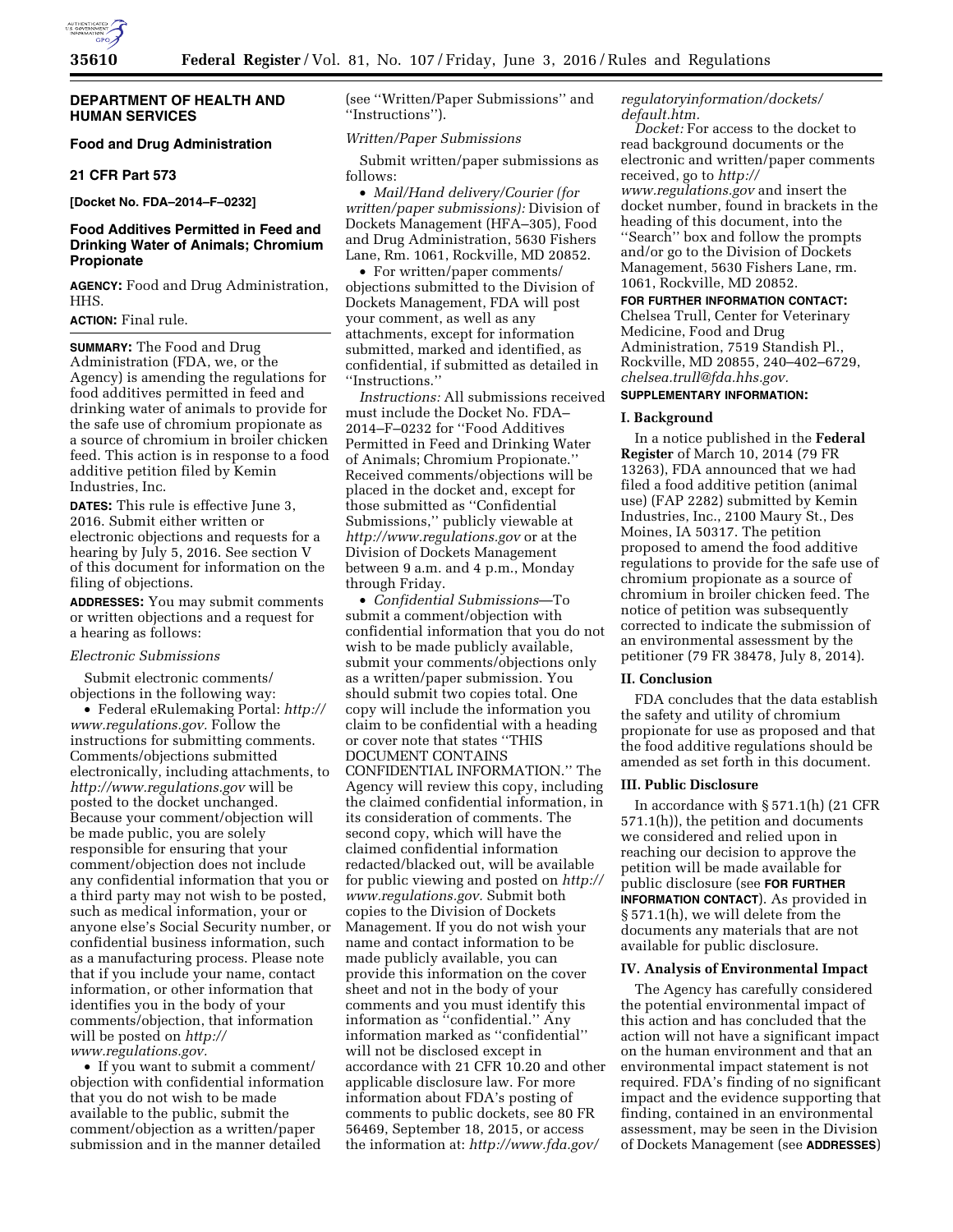## DEPARTMENT OF HEALTH AND HUMAN SERVICES

### Food and Drug Administration

### 21 CFR Part 573

**[Docket No. FDA–2014–F–0232]**

### Food Additives Permitted in Feed and Drinking Water of Animals; Chromium Propionate

**AGENCY:** Food and Drug Administration, HHS.

**ACTION:** Final rule.

**SUMMARY:** The Food and Drug Administration (FDA, we, or the Agency) is amending the regulations for food additives permitted in feed and drinking water of animals to provide for the safe use of chromium propionate as a source of chromium in broiler chicken feed. This action is in response to a food additive petition filed by Kemin Industries, Inc.

**DATES:** This rule is effective June 3, 2016. Submit either written or electronic objections and requests for a hearing by July 5, 2016. See section V of this document for information on the filing of objections.

**ADDRESSES:** You may submit comments or written objections and a request for a hearing as follows:

*Electronic Submissions*

Submit electronic comments/objections in the following way:

- Federal eRulemaking Portal: *http://www.regulations.gov.* Follow the instructions for submitting comments. Comments/objections submitted electronically, including attachments, to *http://www.regulations.gov* will be posted to the docket unchanged. Because your comment/objection will be made public, you are solely responsible for ensuring that your comment/objection does not include any confidential information that you or a third party may not wish to be posted, such as medical information, your or anyone else's Social Security number, or confidential business information, such as a manufacturing process. Please note that if you include your name, contact information, or other information that identifies you in the body of your comments/objection, that information will be posted on *http://www.regulations.gov.*
- If you want to submit a comment/objection with confidential information that you do not wish to be made available to the public, submit the comment/objection as a written/paper submission and in the manner detailed (see ''Written/Paper Submissions'' and ''Instructions'').

*Written/Paper Submissions*

Submit written/paper submissions as follows:

- *Mail/Hand delivery/Courier (for written/paper submissions):* Division of Dockets Management (HFA–305), Food and Drug Administration, 5630 Fishers Lane, Rm. 1061, Rockville, MD 20852.
- For written/paper comments/objections submitted to the Division of Dockets Management, FDA will post your comment, as well as any attachments, except for information submitted, marked and identified, as confidential, if submitted as detailed in ''Instructions.''

*Instructions:* All submissions received must include the Docket No. FDA–2014–F–0232 for ''Food Additives Permitted in Feed and Drinking Water of Animals; Chromium Propionate.'' Received comments/objections will be placed in the docket and, except for those submitted as ''Confidential Submissions,'' publicly viewable at *http://www.regulations.gov* or at the Division of Dockets Management between 9 a.m. and 4 p.m., Monday through Friday.

- *Confidential Submissions*—To submit a comment/objection with confidential information that you do not wish to be made publicly available, submit your comments/objections only as a written/paper submission. You should submit two copies total. One copy will include the information you claim to be confidential with a heading or cover note that states ''THIS DOCUMENT CONTAINS CONFIDENTIAL INFORMATION.'' The Agency will review this copy, including the claimed confidential information, in its consideration of comments. The second copy, which will have the claimed confidential information redacted/blacked out, will be available for public viewing and posted on *http://www.regulations.gov.* Submit both copies to the Division of Dockets Management. If you do not wish your name and contact information to be made publicly available, you can provide this information on the cover sheet and not in the body of your comments and you must identify this information as ''confidential.'' Any information marked as ''confidential'' will not be disclosed except in accordance with 21 CFR 10.20 and other applicable disclosure law. For more information about FDA's posting of comments to public dockets, see 80 FR 56469, September 18, 2015, or access the information at: *http://www.fda.gov/regulatoryinformation/dockets/default.htm.*

*Docket:* For access to the docket to read background documents or the electronic and written/paper comments received, go to *http://www.regulations.gov* and insert the docket number, found in brackets in the heading of this document, into the ''Search'' box and follow the prompts and/or go to the Division of Dockets Management, 5630 Fishers Lane, rm. 1061, Rockville, MD 20852.

**FOR FURTHER INFORMATION CONTACT:** Chelsea Trull, Center for Veterinary Medicine, Food and Drug Administration, 7519 Standish Pl., Rockville, MD 20855, 240–402–6729, *chelsea.trull@fda.hhs.gov.*

**SUPPLEMENTARY INFORMATION:**

#### I. Background

In a notice published in the **Federal Register** of March 10, 2014 (79 FR 13263), FDA announced that we had filed a food additive petition (animal use) (FAP 2282) submitted by Kemin Industries, Inc., 2100 Maury St., Des Moines, IA 50317. The petition proposed to amend the food additive regulations to provide for the safe use of chromium propionate as a source of chromium in broiler chicken feed. The notice of petition was subsequently corrected to indicate the submission of an environmental assessment by the petitioner (79 FR 38478, July 8, 2014).

#### II. Conclusion

FDA concludes that the data establish the safety and utility of chromium propionate for use as proposed and that the food additive regulations should be amended as set forth in this document.

#### III. Public Disclosure

In accordance with § 571.1(h) (21 CFR 571.1(h)), the petition and documents we considered and relied upon in reaching our decision to approve the petition will be made available for public disclosure (see **FOR FURTHER INFORMATION CONTACT**). As provided in § 571.1(h), we will delete from the documents any materials that are not available for public disclosure.

#### IV. Analysis of Environmental Impact

The Agency has carefully considered the potential environmental impact of this action and has concluded that the action will not have a significant impact on the human environment and that an environmental impact statement is not required. FDA's finding of no significant impact and the evidence supporting that finding, contained in an environmental assessment, may be seen in the Division of Dockets Management (see **ADDRESSES**)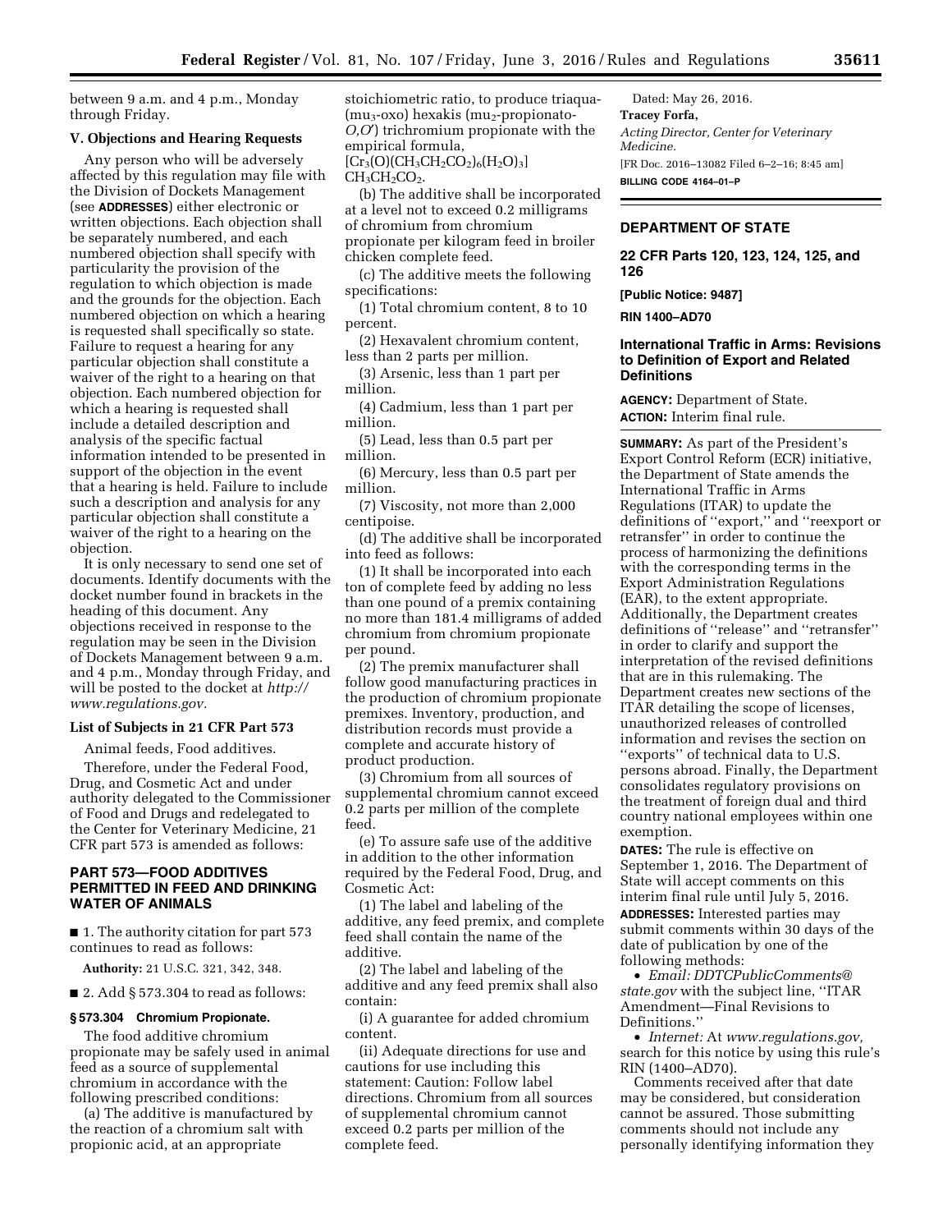between 9 a.m. and 4 p.m., Monday through Friday.

### V. Objections and Hearing Requests

Any person who will be adversely affected by this regulation may file with the Division of Dockets Management (see **ADDRESSES**) either electronic or written objections. Each objection shall be separately numbered, and each numbered objection shall specify with particularity the provision of the regulation to which objection is made and the grounds for the objection. Each numbered objection on which a hearing is requested shall specifically so state. Failure to request a hearing for any particular objection shall constitute a waiver of the right to a hearing on that objection. Each numbered objection for which a hearing is requested shall include a detailed description and analysis of the specific factual information intended to be presented in support of the objection in the event that a hearing is held. Failure to include such a description and analysis for any particular objection shall constitute a waiver of the right to a hearing on the objection.

It is only necessary to send one set of documents. Identify documents with the docket number found in brackets in the heading of this document. Any objections received in response to the regulation may be seen in the Division of Dockets Management between 9 a.m. and 4 p.m., Monday through Friday, and will be posted to the docket at *http://www.regulations.gov.*

### List of Subjects in 21 CFR Part 573

Animal feeds, Food additives.

Therefore, under the Federal Food, Drug, and Cosmetic Act and under authority delegated to the Commissioner of Food and Drugs and redelegated to the Center for Veterinary Medicine, 21 CFR part 573 is amended as follows:

## PART 573—FOOD ADDITIVES PERMITTED IN FEED AND DRINKING WATER OF ANIMALS

■ 1. The authority citation for part 573 continues to read as follows:

**Authority:** 21 U.S.C. 321, 342, 348.

■ 2. Add § 573.304 to read as follows:

### § 573.304 Chromium Propionate.

The food additive chromium propionate may be safely used in animal feed as a source of supplemental chromium in accordance with the following prescribed conditions:

(a) The additive is manufactured by the reaction of a chromium salt with propionic acid, at an appropriate stoichiometric ratio, to produce triaqua-($mu_3$-oxo) hexakis ($mu_2$-propionato-*O,O′*) trichromium propionate with the empirical formula, $[Cr_3(O)(CH_3CH_2CO_2)_6(H_2O)_3]CH_3CH_2CO_2$.

(b) The additive shall be incorporated at a level not to exceed 0.2 milligrams of chromium from chromium propionate per kilogram feed in broiler chicken complete feed.

(c) The additive meets the following specifications:

(1) Total chromium content, 8 to 10 percent.

(2) Hexavalent chromium content, less than 2 parts per million.

(3) Arsenic, less than 1 part per million.

(4) Cadmium, less than 1 part per million.

(5) Lead, less than 0.5 part per million.

(6) Mercury, less than 0.5 part per million.

(7) Viscosity, not more than 2,000 centipoise.

(d) The additive shall be incorporated into feed as follows:

(1) It shall be incorporated into each ton of complete feed by adding no less than one pound of a premix containing no more than 181.4 milligrams of added chromium from chromium propionate per pound.

(2) The premix manufacturer shall follow good manufacturing practices in the production of chromium propionate premixes. Inventory, production, and distribution records must provide a complete and accurate history of product production.

(3) Chromium from all sources of supplemental chromium cannot exceed 0.2 parts per million of the complete feed.

(e) To assure safe use of the additive in addition to the other information required by the Federal Food, Drug, and Cosmetic Act:

(1) The label and labeling of the additive, any feed premix, and complete feed shall contain the name of the additive.

(2) The label and labeling of the additive and any feed premix shall also contain:

(i) A guarantee for added chromium content.

(ii) Adequate directions for use and cautions for use including this statement: Caution: Follow label directions. Chromium from all sources of supplemental chromium cannot exceed 0.2 parts per million of the complete feed.

Dated: May 26, 2016.

**Tracey Forfa,**

*Acting Director, Center for Veterinary Medicine.*

[FR Doc. 2016–13082 Filed 6–2–16; 8:45 am]

**BILLING CODE 4164–01–P**

---

## DEPARTMENT OF STATE

### 22 CFR Parts 120, 123, 124, 125, and 126

**[Public Notice: 9487]**

**RIN 1400–AD70**

### International Traffic in Arms: Revisions to Definition of Export and Related Definitions

**AGENCY:** Department of State.

**ACTION:** Interim final rule.

**SUMMARY:** As part of the President's Export Control Reform (ECR) initiative, the Department of State amends the International Traffic in Arms Regulations (ITAR) to update the definitions of ''export,'' and ''reexport or retransfer'' in order to continue the process of harmonizing the definitions with the corresponding terms in the Export Administration Regulations (EAR), to the extent appropriate. Additionally, the Department creates definitions of ''release'' and ''retransfer'' in order to clarify and support the interpretation of the revised definitions that are in this rulemaking. The Department creates new sections of the ITAR detailing the scope of licenses, unauthorized releases of controlled information and revises the section on ''exports'' of technical data to U.S. persons abroad. Finally, the Department consolidates regulatory provisions on the treatment of foreign dual and third country national employees within one exemption.

**DATES:** The rule is effective on September 1, 2016. The Department of State will accept comments on this interim final rule until July 5, 2016.

**ADDRESSES:** Interested parties may submit comments within 30 days of the date of publication by one of the following methods:

- *Email: DDTCPublicComments@state.gov* with the subject line, ''ITAR Amendment—Final Revisions to Definitions.''
- *Internet:* At *www.regulations.gov,* search for this notice by using this rule's RIN (1400–AD70).

Comments received after that date may be considered, but consideration cannot be assured. Those submitting comments should not include any personally identifying information they